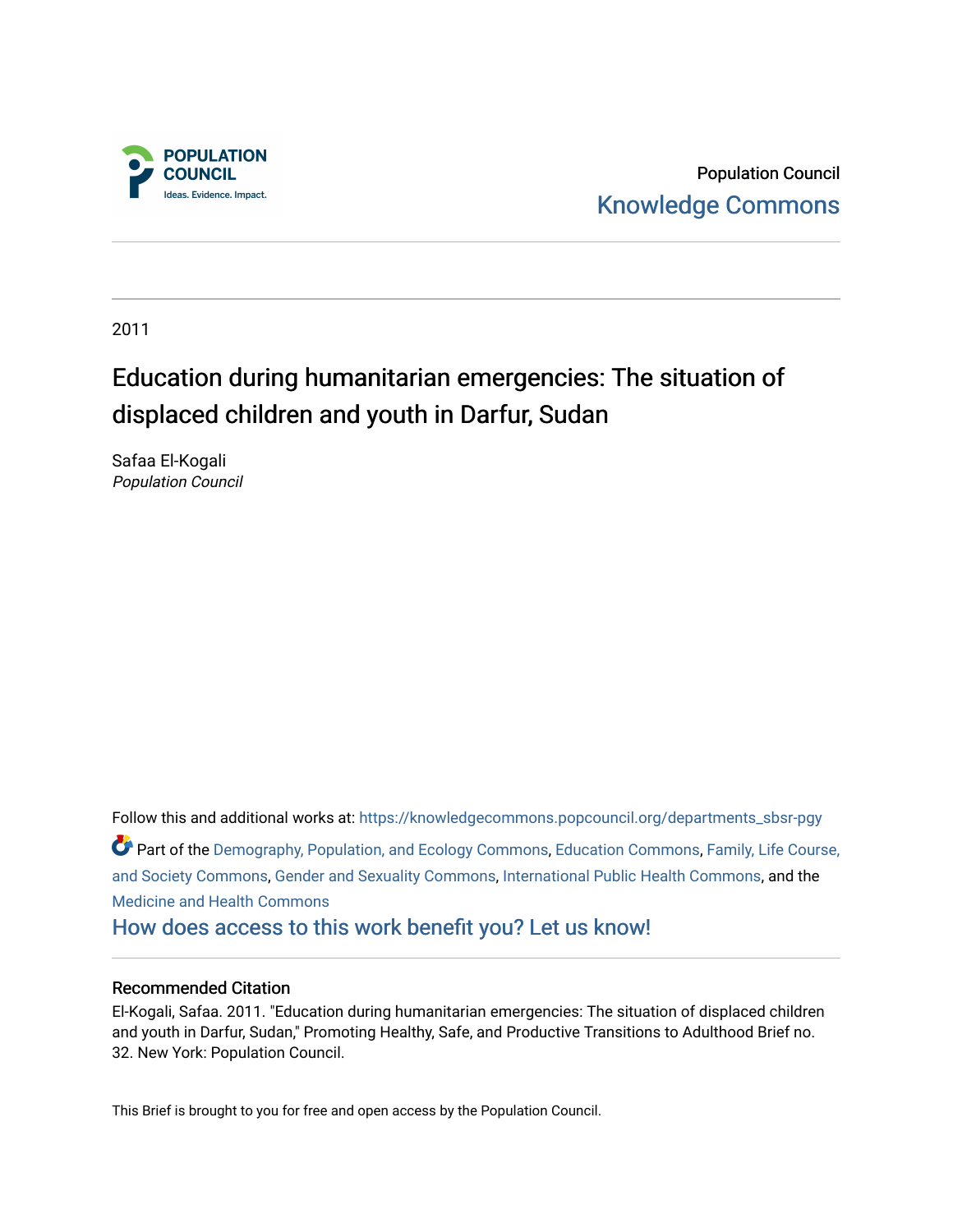Population Council

Knowledge Commons

2011

# Education during humanitarian emergencies: The situation of displaced children and youth in Darfur, Sudan

Safaa El-Kogali

*Population Council*

Follow this and additional works at: https://knowledgecommons.popcouncil.org/departments_sbsr-pgy

Part of the Demography, Population, and Ecology Commons, Education Commons, Family, Life Course, and Society Commons, Gender and Sexuality Commons, International Public Health Commons, and the Medicine and Health Commons

How does access to this work benefit you? Let us know!

## Recommended Citation

El-Kogali, Safaa. 2011. "Education during humanitarian emergencies: The situation of displaced children and youth in Darfur, Sudan," Promoting Healthy, Safe, and Productive Transitions to Adulthood Brief no. 32. New York: Population Council.

This Brief is brought to you for free and open access by the Population Council.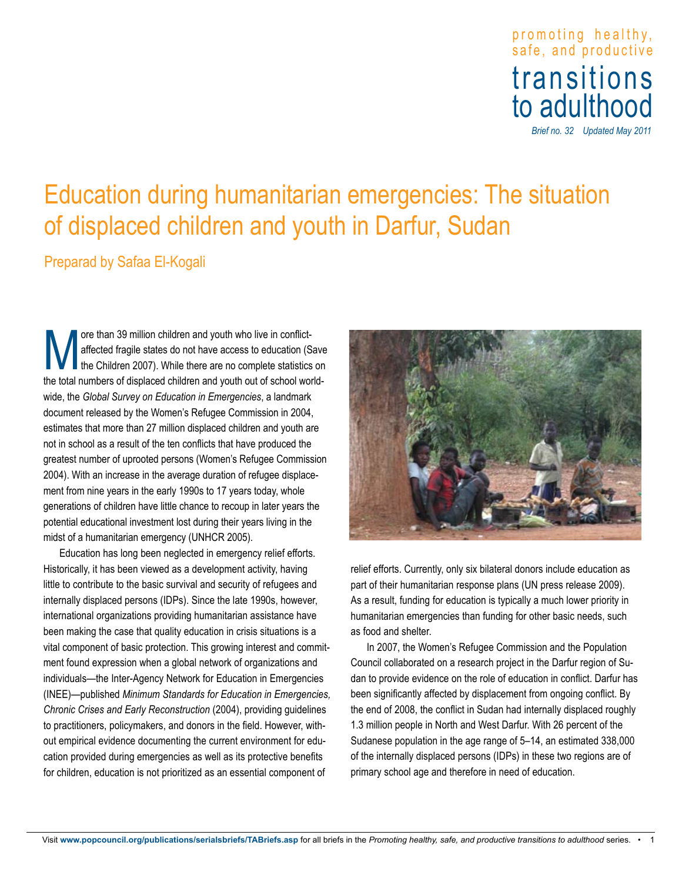promoting healthy, safe, and productive

transitions to adulthood

*Brief no. 32 Updated May 2011*

# Education during humanitarian emergencies: The situation of displaced children and youth in Darfur, Sudan

Preparad by Safaa El-Kogali

More than 39 million children and youth who live in conflict-affected fragile states do not have access to education (Save the Children 2007). While there are no complete statistics on the total numbers of displaced children and youth out of school worldwide, the *Global Survey on Education in Emergencies*, a landmark document released by the Women's Refugee Commission in 2004, estimates that more than 27 million displaced children and youth are not in school as a result of the ten conflicts that have produced the greatest number of uprooted persons (Women's Refugee Commission 2004). With an increase in the average duration of refugee displacement from nine years in the early 1990s to 17 years today, whole generations of children have little chance to recoup in later years the potential educational investment lost during their years living in the midst of a humanitarian emergency (UNHCR 2005).

Education has long been neglected in emergency relief efforts. Historically, it has been viewed as a development activity, having little to contribute to the basic survival and security of refugees and internally displaced persons (IDPs). Since the late 1990s, however, international organizations providing humanitarian assistance have been making the case that quality education in crisis situations is a vital component of basic protection. This growing interest and commitment found expression when a global network of organizations and individuals—the Inter-Agency Network for Education in Emergencies (INEE)—published *Minimum Standards for Education in Emergencies, Chronic Crises and Early Reconstruction* (2004), providing guidelines to practitioners, policymakers, and donors in the field. However, without empirical evidence documenting the current environment for education provided during emergencies as well as its protective benefits for children, education is not prioritized as an essential component of relief efforts. Currently, only six bilateral donors include education as part of their humanitarian response plans (UN press release 2009). As a result, funding for education is typically a much lower priority in humanitarian emergencies than funding for other basic needs, such as food and shelter.

In 2007, the Women's Refugee Commission and the Population Council collaborated on a research project in the Darfur region of Sudan to provide evidence on the role of education in conflict. Darfur has been significantly affected by displacement from ongoing conflict. By the end of 2008, the conflict in Sudan had internally displaced roughly 1.3 million people in North and West Darfur. With 26 percent of the Sudanese population in the age range of 5–14, an estimated 338,000 of the internally displaced persons (IDPs) in these two regions are of primary school age and therefore in need of education.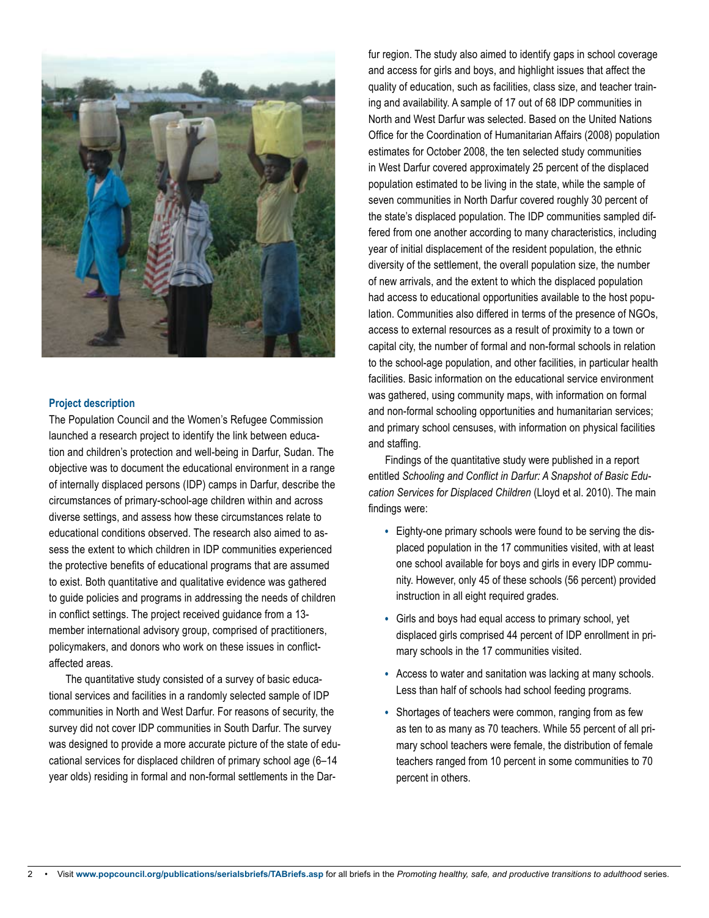## Project description

The Population Council and the Women's Refugee Commission launched a research project to identify the link between education and children's protection and well-being in Darfur, Sudan. The objective was to document the educational environment in a range of internally displaced persons (IDP) camps in Darfur, describe the circumstances of primary-school-age children within and across diverse settings, and assess how these circumstances relate to educational conditions observed. The research also aimed to assess the extent to which children in IDP communities experienced the protective benefits of educational programs that are assumed to exist. Both quantitative and qualitative evidence was gathered to guide policies and programs in addressing the needs of children in conflict settings. The project received guidance from a 13-member international advisory group, comprised of practitioners, policymakers, and donors who work on these issues in conflict-affected areas.

The quantitative study consisted of a survey of basic educational services and facilities in a randomly selected sample of IDP communities in North and West Darfur. For reasons of security, the survey did not cover IDP communities in South Darfur. The survey was designed to provide a more accurate picture of the state of educational services for displaced children of primary school age (6–14 year olds) residing in formal and non-formal settlements in the Darfur region. The study also aimed to identify gaps in school coverage and access for girls and boys, and highlight issues that affect the quality of education, such as facilities, class size, and teacher training and availability. A sample of 17 out of 68 IDP communities in North and West Darfur was selected. Based on the United Nations Office for the Coordination of Humanitarian Affairs (2008) population estimates for October 2008, the ten selected study communities in West Darfur covered approximately 25 percent of the displaced population estimated to be living in the state, while the sample of seven communities in North Darfur covered roughly 30 percent of the state's displaced population. The IDP communities sampled differed from one another according to many characteristics, including year of initial displacement of the resident population, the ethnic diversity of the settlement, the overall population size, the number of new arrivals, and the extent to which the displaced population had access to educational opportunities available to the host population. Communities also differed in terms of the presence of NGOs, access to external resources as a result of proximity to a town or capital city, the number of formal and non-formal schools in relation to the school-age population, and other facilities, in particular health facilities. Basic information on the educational service environment was gathered, using community maps, with information on formal and non-formal schooling opportunities and humanitarian services; and primary school censuses, with information on physical facilities and staffing.

Findings of the quantitative study were published in a report entitled *Schooling and Conflict in Darfur: A Snapshot of Basic Education Services for Displaced Children* (Lloyd et al. 2010). The main findings were:

- Eighty-one primary schools were found to be serving the displaced population in the 17 communities visited, with at least one school available for boys and girls in every IDP community. However, only 45 of these schools (56 percent) provided instruction in all eight required grades.
- Girls and boys had equal access to primary school, yet displaced girls comprised 44 percent of IDP enrollment in primary schools in the 17 communities visited.
- Access to water and sanitation was lacking at many schools. Less than half of schools had school feeding programs.
- Shortages of teachers were common, ranging from as few as ten to as many as 70 teachers. While 55 percent of all primary school teachers were female, the distribution of female teachers ranged from 10 percent in some communities to 70 percent in others.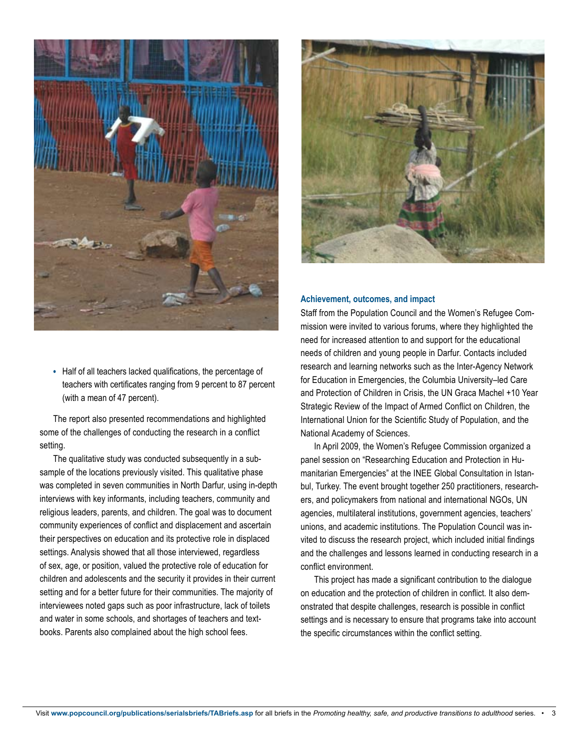- Half of all teachers lacked qualifications, the percentage of teachers with certificates ranging from 9 percent to 87 percent (with a mean of 47 percent).

The report also presented recommendations and highlighted some of the challenges of conducting the research in a conflict setting.

The qualitative study was conducted subsequently in a subsample of the locations previously visited. This qualitative phase was completed in seven communities in North Darfur, using in-depth interviews with key informants, including teachers, community and religious leaders, parents, and children. The goal was to document community experiences of conflict and displacement and ascertain their perspectives on education and its protective role in displaced settings. Analysis showed that all those interviewed, regardless of sex, age, or position, valued the protective role of education for children and adolescents and the security it provides in their current setting and for a better future for their communities. The majority of interviewees noted gaps such as poor infrastructure, lack of toilets and water in some schools, and shortages of teachers and textbooks. Parents also complained about the high school fees.

### Achievement, outcomes, and impact

Staff from the Population Council and the Women's Refugee Commission were invited to various forums, where they highlighted the need for increased attention to and support for the educational needs of children and young people in Darfur. Contacts included research and learning networks such as the Inter-Agency Network for Education in Emergencies, the Columbia University–led Care and Protection of Children in Crisis, the UN Graca Machel +10 Year Strategic Review of the Impact of Armed Conflict on Children, the International Union for the Scientific Study of Population, and the National Academy of Sciences.

In April 2009, the Women's Refugee Commission organized a panel session on "Researching Education and Protection in Humanitarian Emergencies" at the INEE Global Consultation in Istanbul, Turkey. The event brought together 250 practitioners, researchers, and policymakers from national and international NGOs, UN agencies, multilateral institutions, government agencies, teachers' unions, and academic institutions. The Population Council was invited to discuss the research project, which included initial findings and the challenges and lessons learned in conducting research in a conflict environment.

This project has made a significant contribution to the dialogue on education and the protection of children in conflict. It also demonstrated that despite challenges, research is possible in conflict settings and is necessary to ensure that programs take into account the specific circumstances within the conflict setting.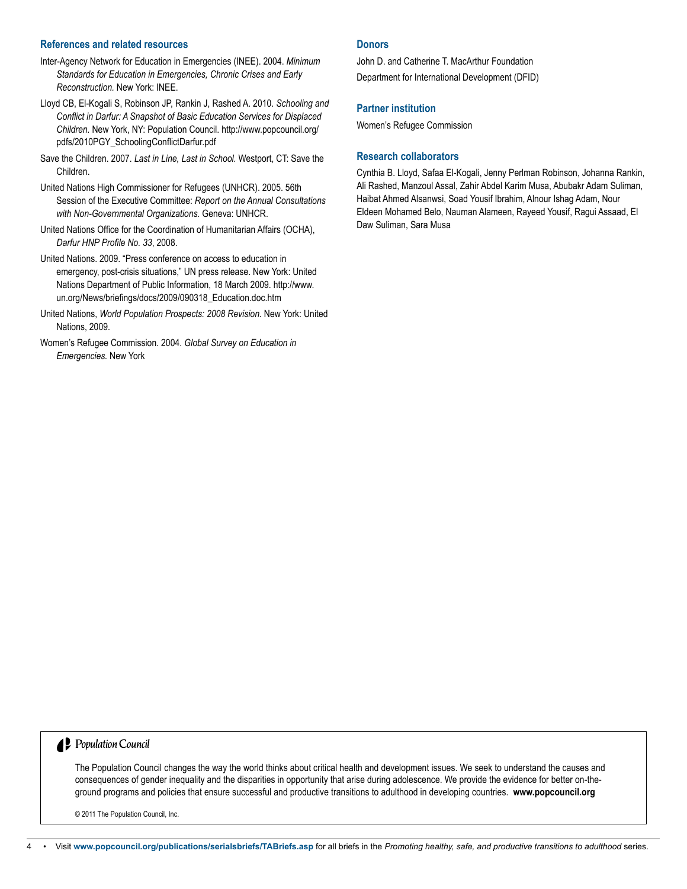## References and related resources

Inter-Agency Network for Education in Emergencies (INEE). 2004. *Minimum Standards for Education in Emergencies, Chronic Crises and Early Reconstruction.* New York: INEE.

Lloyd CB, El-Kogali S, Robinson JP, Rankin J, Rashed A. 2010. *Schooling and Conflict in Darfur: A Snapshot of Basic Education Services for Displaced Children.* New York, NY: Population Council. http://www.popcouncil.org/pdfs/2010PGY_SchoolingConflictDarfur.pdf

Save the Children. 2007. *Last in Line, Last in School.* Westport, CT: Save the Children.

United Nations High Commissioner for Refugees (UNHCR). 2005. 56th Session of the Executive Committee: *Report on the Annual Consultations with Non-Governmental Organizations.* Geneva: UNHCR.

United Nations Office for the Coordination of Humanitarian Affairs (OCHA), *Darfur HNP Profile No. 33*, 2008.

United Nations. 2009. "Press conference on access to education in emergency, post-crisis situations," UN press release. New York: United Nations Department of Public Information, 18 March 2009. http://www.un.org/News/briefings/docs/2009/090318_Education.doc.htm

United Nations, *World Population Prospects: 2008 Revision.* New York: United Nations, 2009.

Women's Refugee Commission. 2004. *Global Survey on Education in Emergencies.* New York

## Donors

John D. and Catherine T. MacArthur Foundation

Department for International Development (DFID)

## Partner institution

Women's Refugee Commission

## Research collaborators

Cynthia B. Lloyd, Safaa El-Kogali, Jenny Perlman Robinson, Johanna Rankin, Ali Rashed, Manzoul Assal, Zahir Abdel Karim Musa, Abubakr Adam Suliman, Haibat Ahmed Alsanwsi, Soad Yousif Ibrahim, Alnour Ishag Adam, Nour Eldeen Mohamed Belo, Nauman Alameen, Rayeed Yousif, Ragui Assaad, El Daw Suliman, Sara Musa

Population Council

The Population Council changes the way the world thinks about critical health and development issues. We seek to understand the causes and consequences of gender inequality and the disparities in opportunity that arise during adolescence. We provide the evidence for better on-the-ground programs and policies that ensure successful and productive transitions to adulthood in developing countries. **www.popcouncil.org**

© 2011 The Population Council, Inc.

Visit **www.popcouncil.org/publications/serialsbriefs/TABriefs.asp** for all briefs in the *Promoting healthy, safe, and productive transitions to adulthood* series.